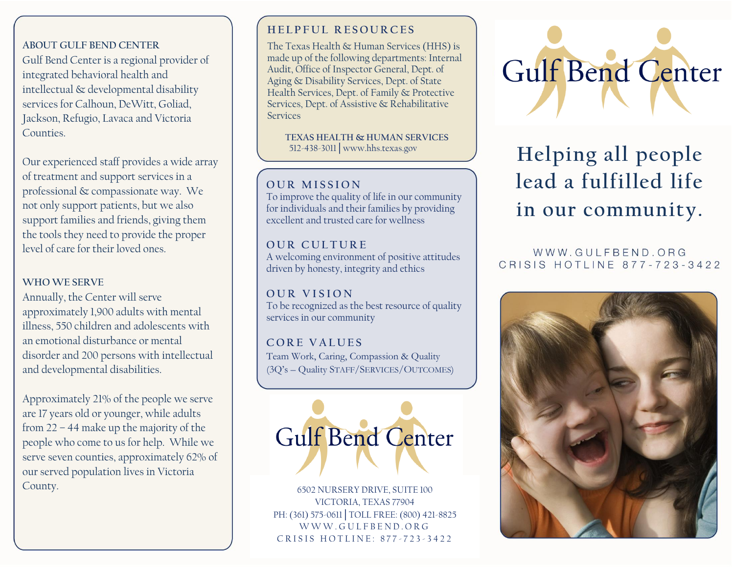## ABOUT GULF BEND CENTER

Gulf Bend Center is a regional provider of integrated behavioral health and intellectual & developmental disability services for Calhoun, DeWitt, Goliad, Jackson, Refugio, Lavaca and Victoria Counties.

Our experienced staff provides a wide array of treatment and support services in a professional & compassionate way. We not only support patients, but we also support families and friends, giving them the tools they need to provide the proper level of care for their loved ones.

## WHO WE SERVE

Annually, the Center will serve approximately 1,900 adults with mental illness, 550 children and adolescents with an emotional disturbance or mental disorder and 200 persons with intellectual and developmental disabilities.

Approximately 21% of the people we serve are 17 years old or younger, while adults from 22 – 44 make up the majority of the people who come to us for help. While we serve seven counties, approximately 62% of our served population lives in Victoria County.

## HELPFUL RESOURCES

The Texas Health & Human Services (HHS) is made up of the following departments: Internal Audit, Office of Inspector General, Dept. of Aging & Disability Services, Dept. of State Health Services, Dept. of Family & Protective Services, Dept. of Assistive & Rehabilitative Services

**TEXAS HEALTH & HUMAN SERVICES**
512-438-3011 | www.hhs.texas.gov

## OUR MISSION

To improve the quality of life in our community for individuals and their families by providing excellent and trusted care for wellness

## OUR CULTURE

A welcoming environment of positive attitudes driven by honesty, integrity and ethics

## OUR VISION

To be recognized as the best resource of quality services in our community

## CORE VALUES

Team Work, Caring, Compassion & Quality
(3Q's – Quality STAFF/SERVICES/OUTCOMES)

**Gulf Bend Center**

6502 NURSERY DRIVE, SUITE 100
VICTORIA, TEXAS 77904
PH: (361) 575-0611 | TOLL FREE: (800) 421-8825
WWW.GULFBEND.ORG
CRISIS HOTLINE: 877-723-3422

# Gulf Bend Center

## Helping all people lead a fulfilled life in our community.

WWW.GULFBEND.ORG
CRISIS HOTLINE 877-723-3422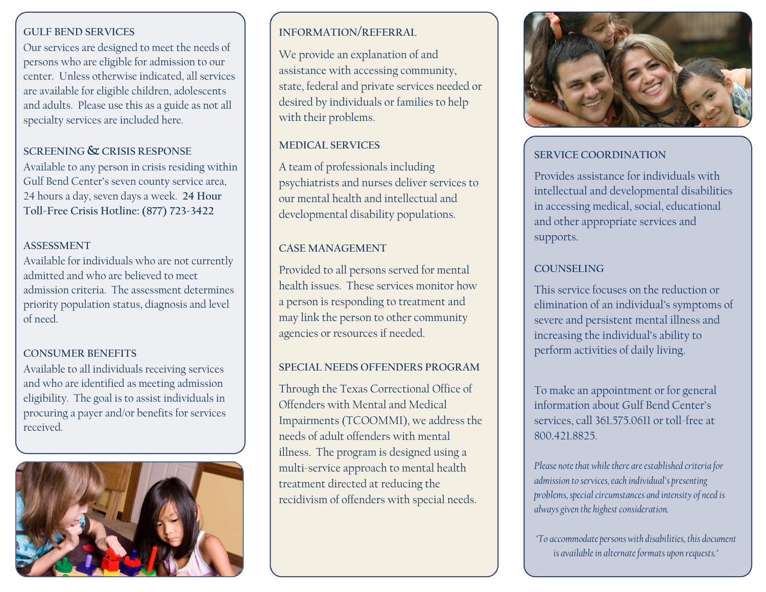## GULF BEND SERVICES

Our services are designed to meet the needs of persons who are eligible for admission to our center. Unless otherwise indicated, all services are available for eligible children, adolescents and adults. Please use this as a guide as not all specialty services are included here.

## SCREENING & CRISIS RESPONSE

Available to any person in crisis residing within Gulf Bend Center's seven county service area, 24 hours a day, seven days a week. **24 Hour Toll-Free Crisis Hotline: (877) 723-3422**

## ASSESSMENT

Available for individuals who are not currently admitted and who are believed to meet admission criteria. The assessment determines priority population status, diagnosis and level of need.

## CONSUMER BENEFITS

Available to all individuals receiving services and who are identified as meeting admission eligibility. The goal is to assist individuals in procuring a payer and/or benefits for services received.

## INFORMATION/REFERRAL

We provide an explanation of and assistance with accessing community, state, federal and private services needed or desired by individuals or families to help with their problems.

## MEDICAL SERVICES

A team of professionals including psychiatrists and nurses deliver services to our mental health and intellectual and developmental disability populations.

## CASE MANAGEMENT

Provided to all persons served for mental health issues. These services monitor how a person is responding to treatment and may link the person to other community agencies or resources if needed.

## SPECIAL NEEDS OFFENDERS PROGRAM

Through the Texas Correctional Office of Offenders with Mental and Medical Impairments (TCOOMMI), we address the needs of adult offenders with mental illness. The program is designed using a multi-service approach to mental health treatment directed at reducing the recidivism of offenders with special needs.

## SERVICE COORDINATION

Provides assistance for individuals with intellectual and developmental disabilities in accessing medical, social, educational and other appropriate services and supports.

## COUNSELING

This service focuses on the reduction or elimination of an individual's symptoms of severe and persistent mental illness and increasing the individual's ability to perform activities of daily living.

To make an appointment or for general information about Gulf Bend Center's services, call 361.575.0611 or toll-free at 800.421.8825.

*Please note that while there are established criteria for admission to services, each individual's presenting problems, special circumstances and intensity of need is always given the highest consideration.*

*"To accommodate persons with disabilities, this document is available in alternate formats upon requests."*